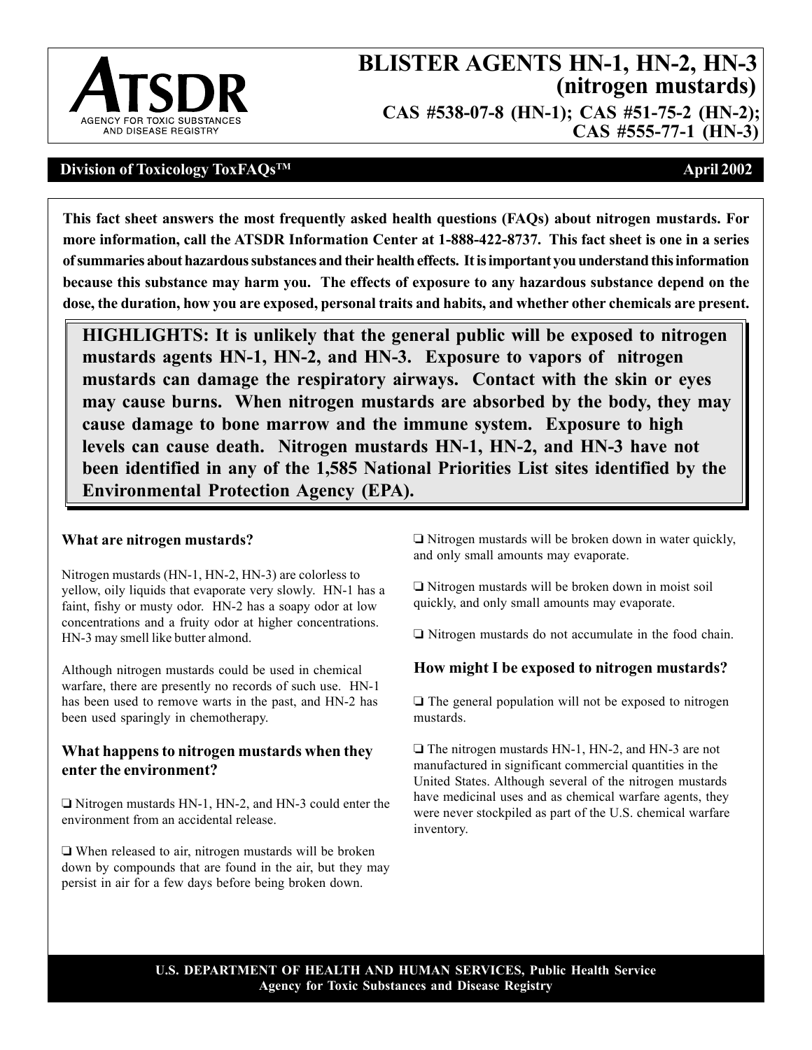ATSDR

AGENCY FOR TOXIC SUBSTANCES AND DISEASE REGISTRY

# BLISTER AGENTS HN-1, HN-2, HN-3 (nitrogen mustards)

## CAS #538-07-8 (HN-1); CAS #51-75-2 (HN-2); CAS #555-77-1 (HN-3)

**Division of Toxicology ToxFAQs™** **April 2002**

**This fact sheet answers the most frequently asked health questions (FAQs) about nitrogen mustards. For more information, call the ATSDR Information Center at 1-888-422-8737. This fact sheet is one in a series of summaries about hazardous substances and their health effects. It is important you understand this information because this substance may harm you. The effects of exposure to any hazardous substance depend on the dose, the duration, how you are exposed, personal traits and habits, and whether other chemicals are present.**

**HIGHLIGHTS: It is unlikely that the general public will be exposed to nitrogen mustards agents HN-1, HN-2, and HN-3. Exposure to vapors of nitrogen mustards can damage the respiratory airways. Contact with the skin or eyes may cause burns. When nitrogen mustards are absorbed by the body, they may cause damage to bone marrow and the immune system. Exposure to high levels can cause death. Nitrogen mustards HN-1, HN-2, and HN-3 have not been identified in any of the 1,585 National Priorities List sites identified by the Environmental Protection Agency (EPA).**

### What are nitrogen mustards?

Nitrogen mustards (HN-1, HN-2, HN-3) are colorless to yellow, oily liquids that evaporate very slowly. HN-1 has a faint, fishy or musty odor. HN-2 has a soapy odor at low concentrations and a fruity odor at higher concentrations. HN-3 may smell like butter almond.

Although nitrogen mustards could be used in chemical warfare, there are presently no records of such use. HN-1 has been used to remove warts in the past, and HN-2 has been used sparingly in chemotherapy.

### What happens to nitrogen mustards when they enter the environment?

- Nitrogen mustards HN-1, HN-2, and HN-3 could enter the environment from an accidental release.
- When released to air, nitrogen mustards will be broken down by compounds that are found in the air, but they may persist in air for a few days before being broken down.
- Nitrogen mustards will be broken down in water quickly, and only small amounts may evaporate.
- Nitrogen mustards will be broken down in moist soil quickly, and only small amounts may evaporate.
- Nitrogen mustards do not accumulate in the food chain.

### How might I be exposed to nitrogen mustards?

- The general population will not be exposed to nitrogen mustards.
- The nitrogen mustards HN-1, HN-2, and HN-3 are not manufactured in significant commercial quantities in the United States. Although several of the nitrogen mustards have medicinal uses and as chemical warfare agents, they were never stockpiled as part of the U.S. chemical warfare inventory.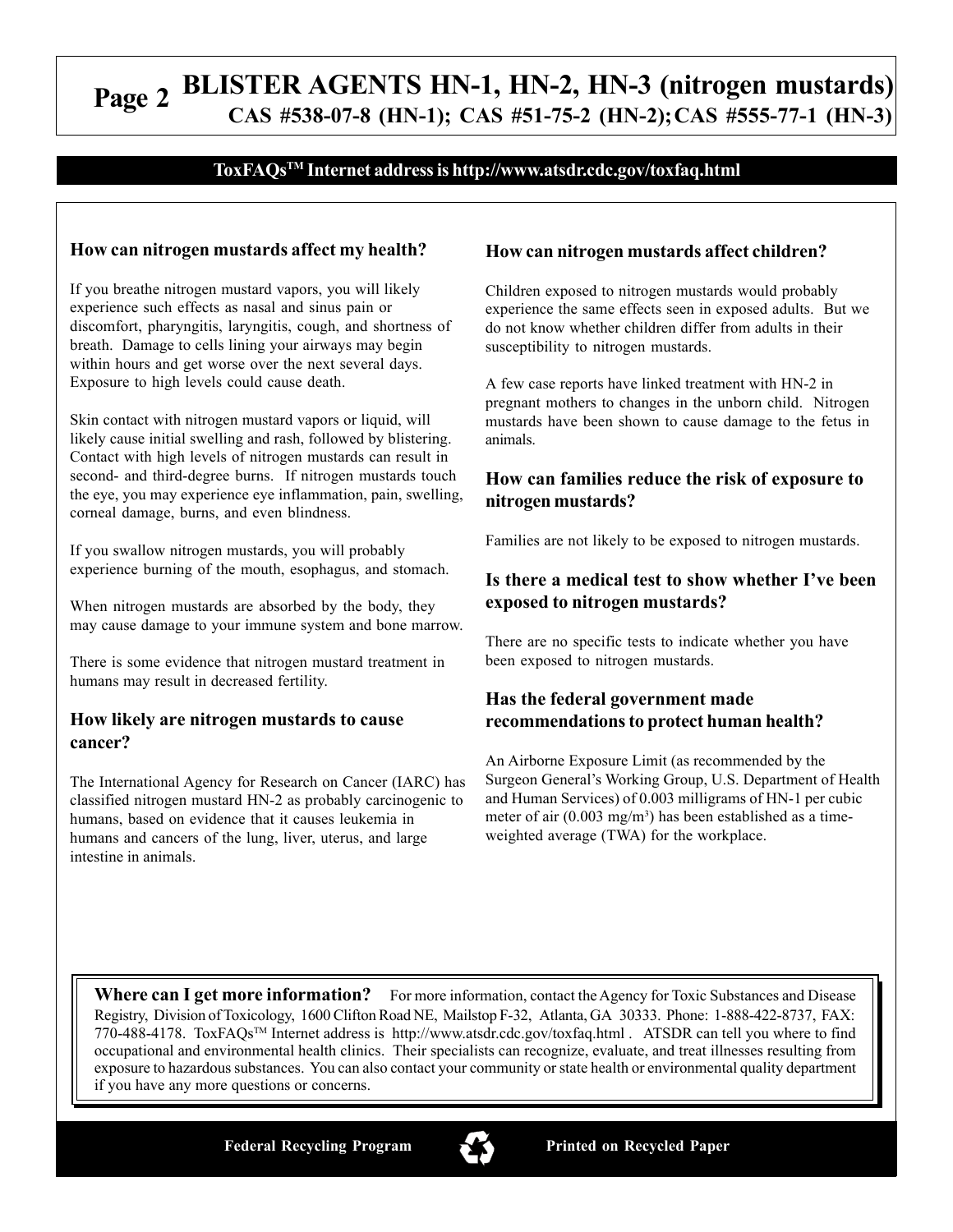## How can nitrogen mustards affect my health?

If you breathe nitrogen mustard vapors, you will likely experience such effects as nasal and sinus pain or discomfort, pharyngitis, laryngitis, cough, and shortness of breath. Damage to cells lining your airways may begin within hours and get worse over the next several days. Exposure to high levels could cause death.

Skin contact with nitrogen mustard vapors or liquid, will likely cause initial swelling and rash, followed by blistering. Contact with high levels of nitrogen mustards can result in second- and third-degree burns. If nitrogen mustards touch the eye, you may experience eye inflammation, pain, swelling, corneal damage, burns, and even blindness.

If you swallow nitrogen mustards, you will probably experience burning of the mouth, esophagus, and stomach.

When nitrogen mustards are absorbed by the body, they may cause damage to your immune system and bone marrow.

There is some evidence that nitrogen mustard treatment in humans may result in decreased fertility.

## How likely are nitrogen mustards to cause cancer?

The International Agency for Research on Cancer (IARC) has classified nitrogen mustard HN-2 as probably carcinogenic to humans, based on evidence that it causes leukemia in humans and cancers of the lung, liver, uterus, and large intestine in animals.

## How can nitrogen mustards affect children?

Children exposed to nitrogen mustards would probably experience the same effects seen in exposed adults. But we do not know whether children differ from adults in their susceptibility to nitrogen mustards.

A few case reports have linked treatment with HN-2 in pregnant mothers to changes in the unborn child. Nitrogen mustards have been shown to cause damage to the fetus in animals.

## How can families reduce the risk of exposure to nitrogen mustards?

Families are not likely to be exposed to nitrogen mustards.

## Is there a medical test to show whether I've been exposed to nitrogen mustards?

There are no specific tests to indicate whether you have been exposed to nitrogen mustards.

## Has the federal government made recommendations to protect human health?

An Airborne Exposure Limit (as recommended by the Surgeon General's Working Group, U.S. Department of Health and Human Services) of 0.003 milligrams of HN-1 per cubic meter of air (0.003 mg/m$^3$) has been established as a time-weighted average (TWA) for the workplace.

**Where can I get more information?** For more information, contact the Agency for Toxic Substances and Disease Registry, Division of Toxicology, 1600 Clifton Road NE, Mailstop F-32, Atlanta, GA 30333. Phone: 1-888-422-8737, FAX: 770-488-4178. ToxFAQs™ Internet address is http://www.atsdr.cdc.gov/toxfaq.html . ATSDR can tell you where to find occupational and environmental health clinics. Their specialists can recognize, evaluate, and treat illnesses resulting from exposure to hazardous substances. You can also contact your community or state health or environmental quality department if you have any more questions or concerns.

Federal Recycling Program — Printed on Recycled Paper